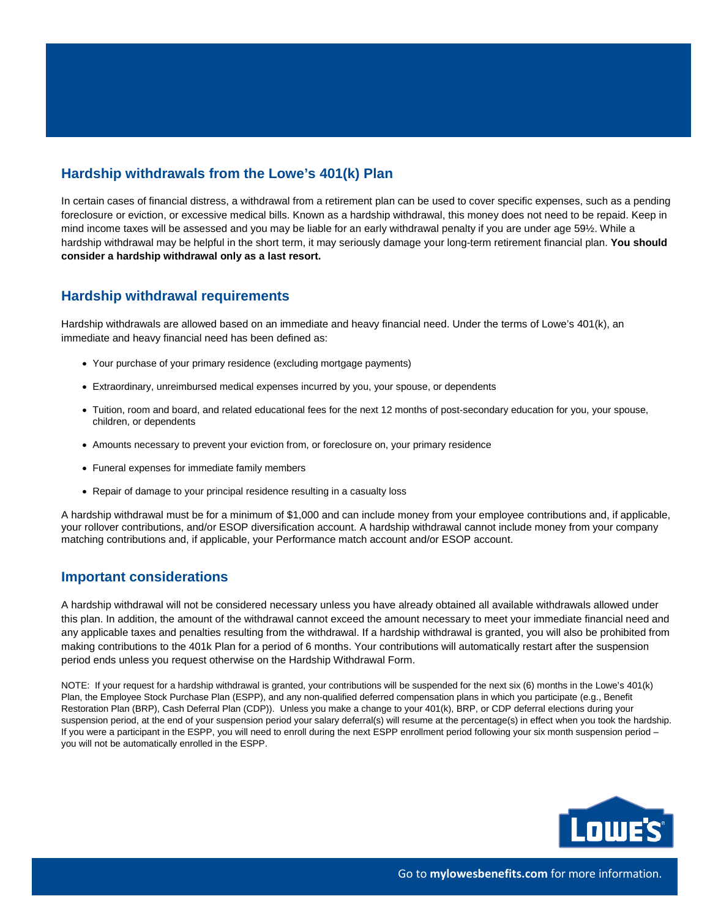## Hardship withdrawals from the Lowe's 401(k) Plan

In certain cases of financial distress, a withdrawal from a retirement plan can be used to cover specific expenses, such as a pending foreclosure or eviction, or excessive medical bills. Known as a hardship withdrawal, this money does not need to be repaid. Keep in mind income taxes will be assessed and you may be liable for an early withdrawal penalty if you are under age 59½. While a hardship withdrawal may be helpful in the short term, it may seriously damage your long-term retirement financial plan. **You should consider a hardship withdrawal only as a last resort.**

## Hardship withdrawal requirements

Hardship withdrawals are allowed based on an immediate and heavy financial need. Under the terms of Lowe's 401(k), an immediate and heavy financial need has been defined as:

- Your purchase of your primary residence (excluding mortgage payments)
- Extraordinary, unreimbursed medical expenses incurred by you, your spouse, or dependents
- Tuition, room and board, and related educational fees for the next 12 months of post-secondary education for you, your spouse, children, or dependents
- Amounts necessary to prevent your eviction from, or foreclosure on, your primary residence
- Funeral expenses for immediate family members
- Repair of damage to your principal residence resulting in a casualty loss

A hardship withdrawal must be for a minimum of $1,000 and can include money from your employee contributions and, if applicable, your rollover contributions, and/or ESOP diversification account. A hardship withdrawal cannot include money from your company matching contributions and, if applicable, your Performance match account and/or ESOP account.

## Important considerations

A hardship withdrawal will not be considered necessary unless you have already obtained all available withdrawals allowed under this plan. In addition, the amount of the withdrawal cannot exceed the amount necessary to meet your immediate financial need and any applicable taxes and penalties resulting from the withdrawal. If a hardship withdrawal is granted, you will also be prohibited from making contributions to the 401k Plan for a period of 6 months. Your contributions will automatically restart after the suspension period ends unless you request otherwise on the Hardship Withdrawal Form.

NOTE: If your request for a hardship withdrawal is granted, your contributions will be suspended for the next six (6) months in the Lowe's 401(k) Plan, the Employee Stock Purchase Plan (ESPP), and any non-qualified deferred compensation plans in which you participate (e.g., Benefit Restoration Plan (BRP), Cash Deferral Plan (CDP)). Unless you make a change to your 401(k), BRP, or CDP deferral elections during your suspension period, at the end of your suspension period your salary deferral(s) will resume at the percentage(s) in effect when you took the hardship. If you were a participant in the ESPP, you will need to enroll during the next ESPP enrollment period following your six month suspension period – you will not be automatically enrolled in the ESPP.

Go to **mylowesbenefits.com** for more information.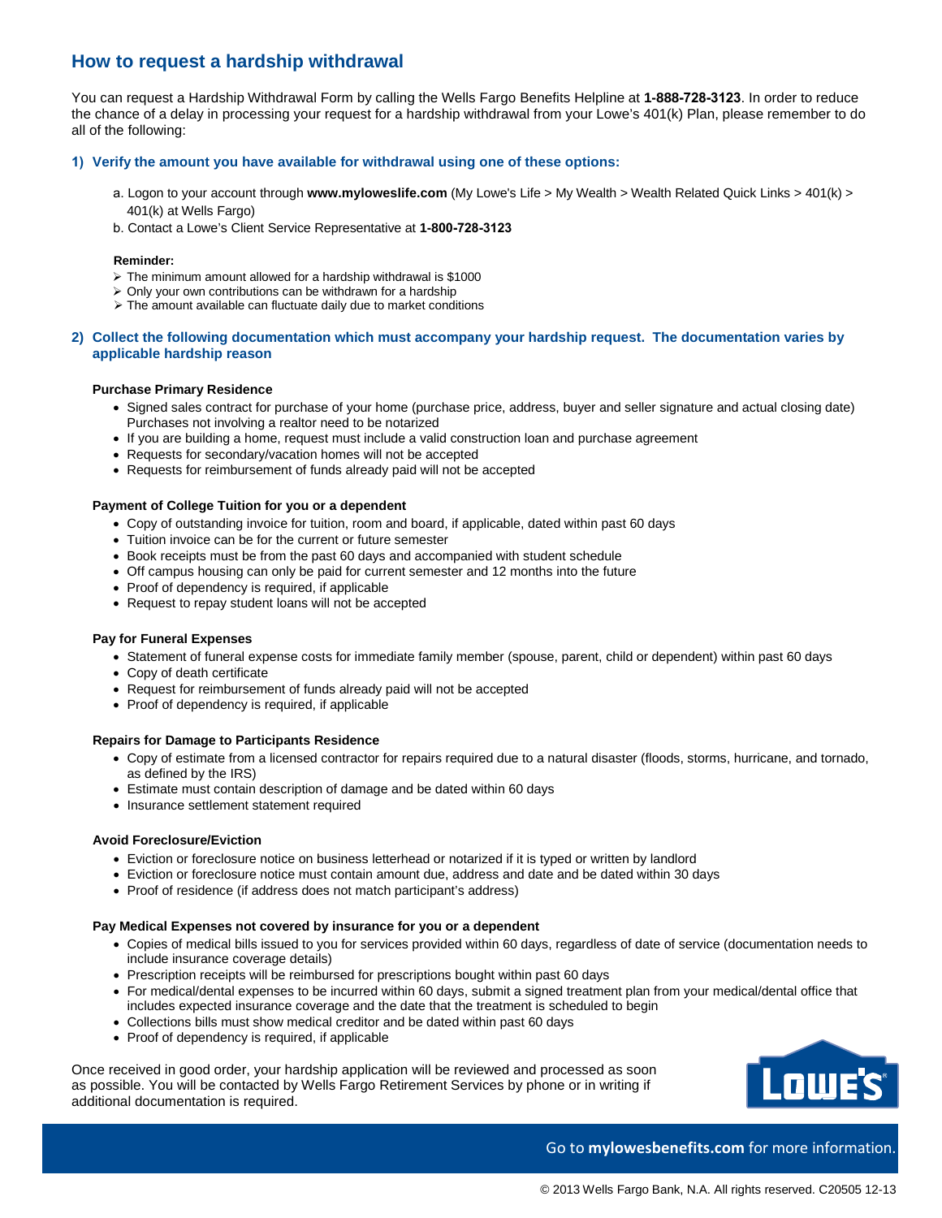## How to request a hardship withdrawal

You can request a Hardship Withdrawal Form by calling the Wells Fargo Benefits Helpline at **1-888-728-3123**. In order to reduce the chance of a delay in processing your request for a hardship withdrawal from your Lowe's 401(k) Plan, please remember to do all of the following:

### 1) Verify the amount you have available for withdrawal using one of these options:

a. Logon to your account through **www.myloweslife.com** (My Lowe's Life > My Wealth > Wealth Related Quick Links > 401(k) > 401(k) at Wells Fargo)

b. Contact a Lowe's Client Service Representative at **1-800-728-3123**

**Reminder:**

- The minimum amount allowed for a hardship withdrawal is $1000
- Only your own contributions can be withdrawn for a hardship
- The amount available can fluctuate daily due to market conditions

### 2) Collect the following documentation which must accompany your hardship request. The documentation varies by applicable hardship reason

**Purchase Primary Residence**

- Signed sales contract for purchase of your home (purchase price, address, buyer and seller signature and actual closing date) Purchases not involving a realtor need to be notarized
- If you are building a home, request must include a valid construction loan and purchase agreement
- Requests for secondary/vacation homes will not be accepted
- Requests for reimbursement of funds already paid will not be accepted

**Payment of College Tuition for you or a dependent**

- Copy of outstanding invoice for tuition, room and board, if applicable, dated within past 60 days
- Tuition invoice can be for the current or future semester
- Book receipts must be from the past 60 days and accompanied with student schedule
- Off campus housing can only be paid for current semester and 12 months into the future
- Proof of dependency is required, if applicable
- Request to repay student loans will not be accepted

**Pay for Funeral Expenses**

- Statement of funeral expense costs for immediate family member (spouse, parent, child or dependent) within past 60 days
- Copy of death certificate
- Request for reimbursement of funds already paid will not be accepted
- Proof of dependency is required, if applicable

**Repairs for Damage to Participants Residence**

- Copy of estimate from a licensed contractor for repairs required due to a natural disaster (floods, storms, hurricane, and tornado, as defined by the IRS)
- Estimate must contain description of damage and be dated within 60 days
- Insurance settlement statement required

**Avoid Foreclosure/Eviction**

- Eviction or foreclosure notice on business letterhead or notarized if it is typed or written by landlord
- Eviction or foreclosure notice must contain amount due, address and date and be dated within 30 days
- Proof of residence (if address does not match participant's address)

**Pay Medical Expenses not covered by insurance for you or a dependent**

- Copies of medical bills issued to you for services provided within 60 days, regardless of date of service (documentation needs to include insurance coverage details)
- Prescription receipts will be reimbursed for prescriptions bought within past 60 days
- For medical/dental expenses to be incurred within 60 days, submit a signed treatment plan from your medical/dental office that includes expected insurance coverage and the date that the treatment is scheduled to begin
- Collections bills must show medical creditor and be dated within past 60 days
- Proof of dependency is required, if applicable

Once received in good order, your hardship application will be reviewed and processed as soon as possible. You will be contacted by Wells Fargo Retirement Services by phone or in writing if additional documentation is required.

LOWE'S

Go to **mylowesbenefits.com** for more information.

© 2013 Wells Fargo Bank, N.A. All rights reserved. C20505 12-13